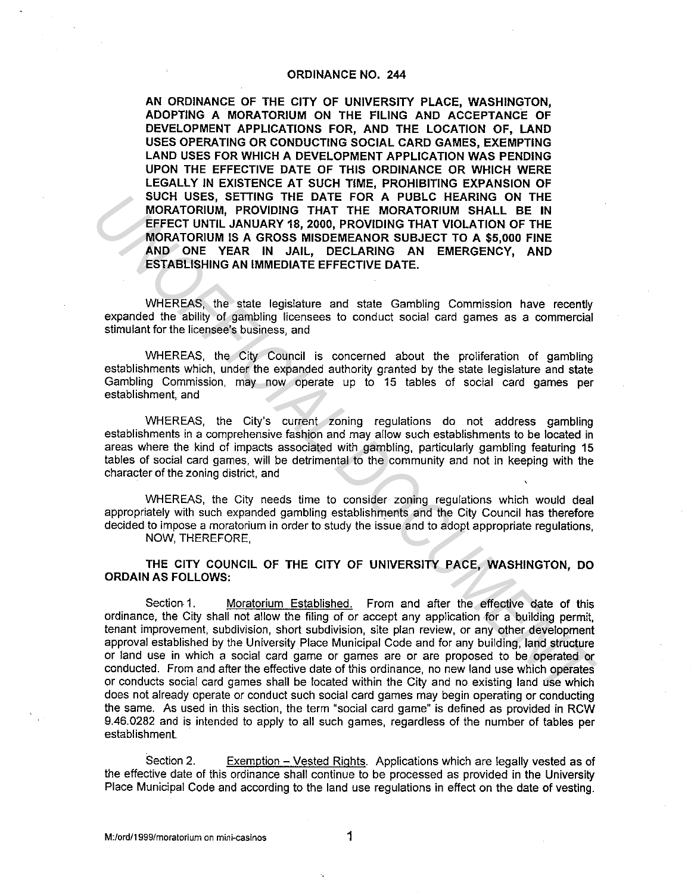# ORDINANCE NO. 244

**AN ORDINANCE OF THE CITY OF UNIVERSITY PLACE, WASHINGTON, ADOPTING A MORATORIUM ON THE FILING AND ACCEPTANCE OF DEVELOPMENT APPLICATIONS FOR, AND THE LOCATION OF, LAND USES OPERATING OR CONDUCTING SOCIAL CARD GAMES, EXEMPTING LAND USES FOR WHICH A DEVELOPMENT APPLICATION WAS PENDING UPON THE EFFECTIVE DATE OF THIS ORDINANCE OR WHICH WERE LEGALLY IN EXISTENCE AT SUCH TIME, PROHIBITING EXPANSION OF SUCH USES, SETTING THE DATE FOR A PUBLC HEARING ON THE MORATORIUM, PROVIDING THAT THE MORATORIUM SHALL BE IN EFFECT UNTIL JANUARY 18, 2000, PROVIDING THAT VIOLATION OF THE MORATORIUM IS A GROSS MISDEMEANOR SUBJECT TO A $5,000 FINE AND ONE YEAR IN JAIL, DECLARING AN EMERGENCY, AND ESTABLISHING AN IMMEDIATE EFFECTIVE DATE.**

WHEREAS, the state legislature and state Gambling Commission have recently expanded the ability of gambling licensees to conduct social card games as a commercial stimulant for the licensee's business, and

WHEREAS, the City Council is concerned about the proliferation of gambling establishments which, under the expanded authority granted by the state legislature and state Gambling Commission, may now operate up to 15 tables of social card games per establishment, and

WHEREAS, the City's current zoning regulations do not address gambling establishments in a comprehensive fashion and may allow such establishments to be located in areas where the kind of impacts associated with gambling, particularly gambling featuring 15 tables of social card games, will be detrimental to the community and not in keeping with the character of the zoning district, and

WHEREAS, the City needs time to consider zoning regulations which would deal appropriately with such expanded gambling establishments and the City Council has therefore decided to impose a moratorium in order to study the issue and to adopt appropriate regulations,

NOW, THEREFORE,

**THE CITY COUNCIL OF THE CITY OF UNIVERSITY PACE, WASHINGTON, DO ORDAIN AS FOLLOWS:**

Section 1. Moratorium Established. From and after the effective date of this ordinance, the City shall not allow the filing of or accept any application for a building permit, tenant improvement, subdivision, short subdivision, site plan review, or any other development approval established by the University Place Municipal Code and for any building, land structure or land use in which a social card game or games are or are proposed to be operated or conducted. From and after the effective date of this ordinance, no new land use which operates or conducts social card games shall be located within the City and no existing land use which does not already operate or conduct such social card games may begin operating or conducting the same. As used in this section, the term "social card game" is defined as provided in RCW 9.46.0282 and is intended to apply to all such games, regardless of the number of tables per establishment.

Section 2. Exemption – Vested Rights. Applications which are legally vested as of the effective date of this ordinance shall continue to be processed as provided in the University Place Municipal Code and according to the land use regulations in effect on the date of vesting.

M:/ord/1999/moratorium on mini-casinos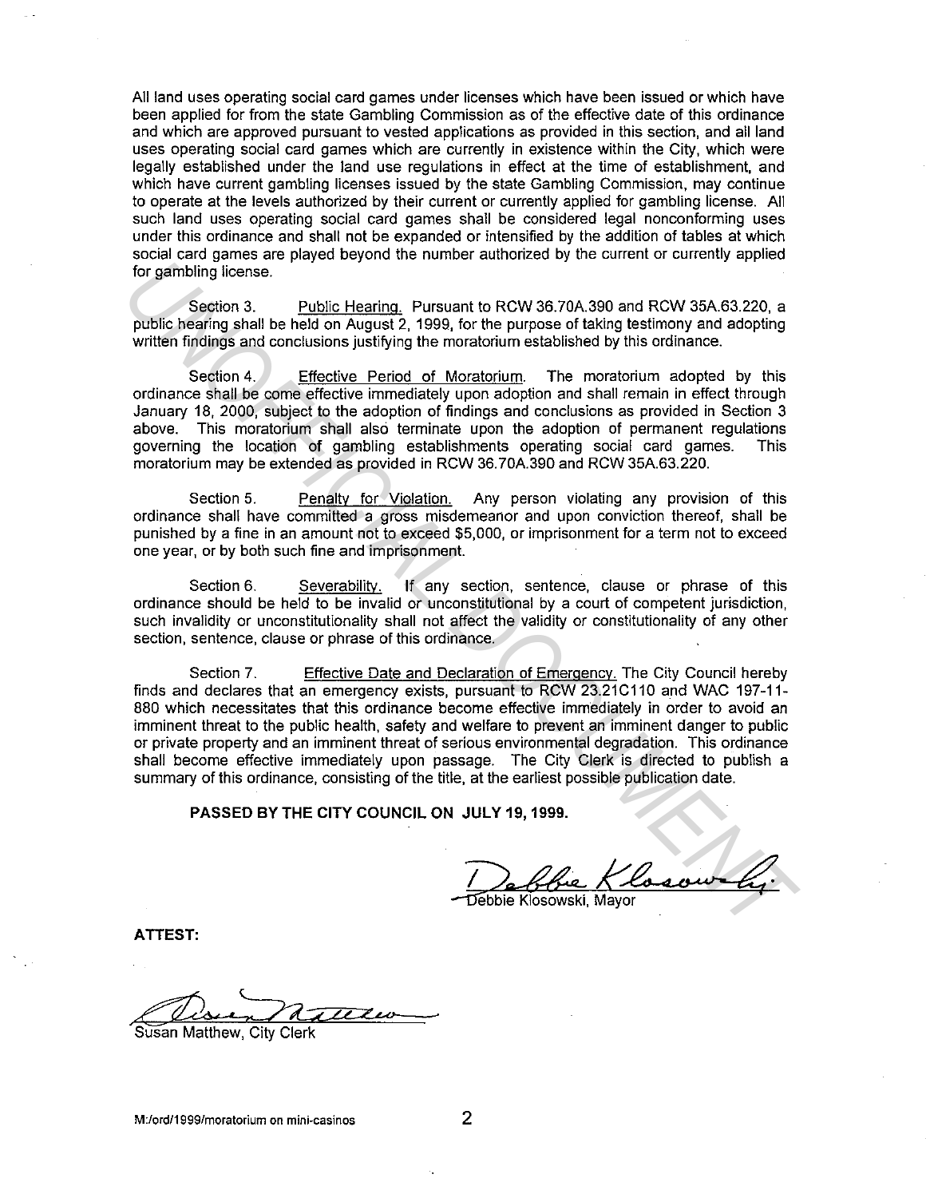All land uses operating social card games under licenses which have been issued or which have been applied for from the state Gambling Commission as of the effective date of this ordinance and which are approved pursuant to vested applications as provided in this section, and all land uses operating social card games which are currently in existence within the City, which were legally established under the land use regulations in effect at the time of establishment, and which have current gambling licenses issued by the state Gambling Commission, may continue to operate at the levels authorized by their current or currently applied for gambling license. All such land uses operating social card games shall be considered legal nonconforming uses under this ordinance and shall not be expanded or intensified by the addition of tables at which social card games are played beyond the number authorized by the current or currently applied for gambling license.

Section 3. Public Hearing. Pursuant to RCW 36.70A.390 and RCW 35A.63.220, a public hearing shall be held on August 2, 1999, for the purpose of taking testimony and adopting written findings and conclusions justifying the moratorium established by this ordinance.

Section 4. Effective Period of Moratorium. The moratorium adopted by this ordinance shall be come effective immediately upon adoption and shall remain in effect through January 18, 2000, subject to the adoption of findings and conclusions as provided in Section 3 above. This moratorium shall also terminate upon the adoption of permanent regulations governing the location of gambling establishments operating social card games. This moratorium may be extended as provided in RCW 36.70A.390 and RCW 35A.63.220.

Section 5. Penalty for Violation. Any person violating any provision of this ordinance shall have committed a gross misdemeanor and upon conviction thereof, shall be punished by a fine in an amount not to exceed $5,000, or imprisonment for a term not to exceed one year, or by both such fine and imprisonment.

Section 6. Severability. If any section, sentence, clause or phrase of this ordinance should be held to be invalid or unconstitutional by a court of competent jurisdiction, such invalidity or unconstitutionality shall not affect the validity or constitutionality of any other section, sentence, clause or phrase of this ordinance.

Section 7. Effective Date and Declaration of Emergency. The City Council hereby finds and declares that an emergency exists, pursuant to RCW 23.21C110 and WAC 197-11-880 which necessitates that this ordinance become effective immediately in order to avoid an imminent threat to the public health, safety and welfare to prevent an imminent danger to public or private property and an imminent threat of serious environmental degradation. This ordinance shall become effective immediately upon passage. The City Clerk is directed to publish a summary of this ordinance, consisting of the title, at the earliest possible publication date.

**PASSED BY THE CITY COUNCIL ON JULY 19, 1999.**

Debbie Klosowski, Mayor

**ATTEST:**

Susan Matthew, City Clerk

M:/ord/1999/moratorium on mini-casinos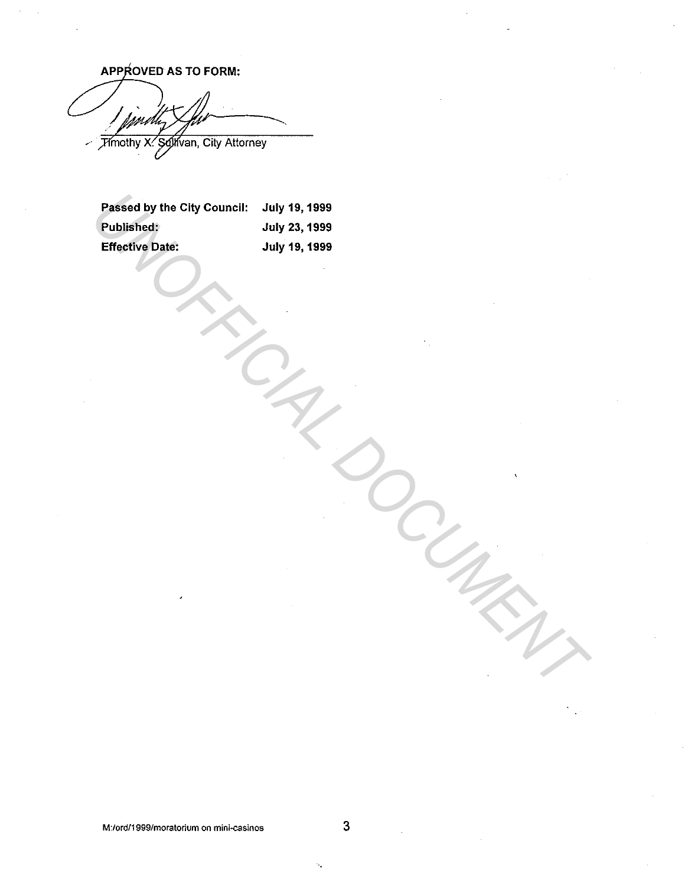**APPROVED AS TO FORM:**

Timothy X. Sullivan, City Attorney

| | |
|---|---|
| **Passed by the City Council:** | **July 19, 1999** |
| **Published:** | **July 23, 1999** |
| **Effective Date:** | **July 19, 1999** |

UNOFFICIAL DOCUMENT

M:/ord/1999/moratorium on mini-casinos